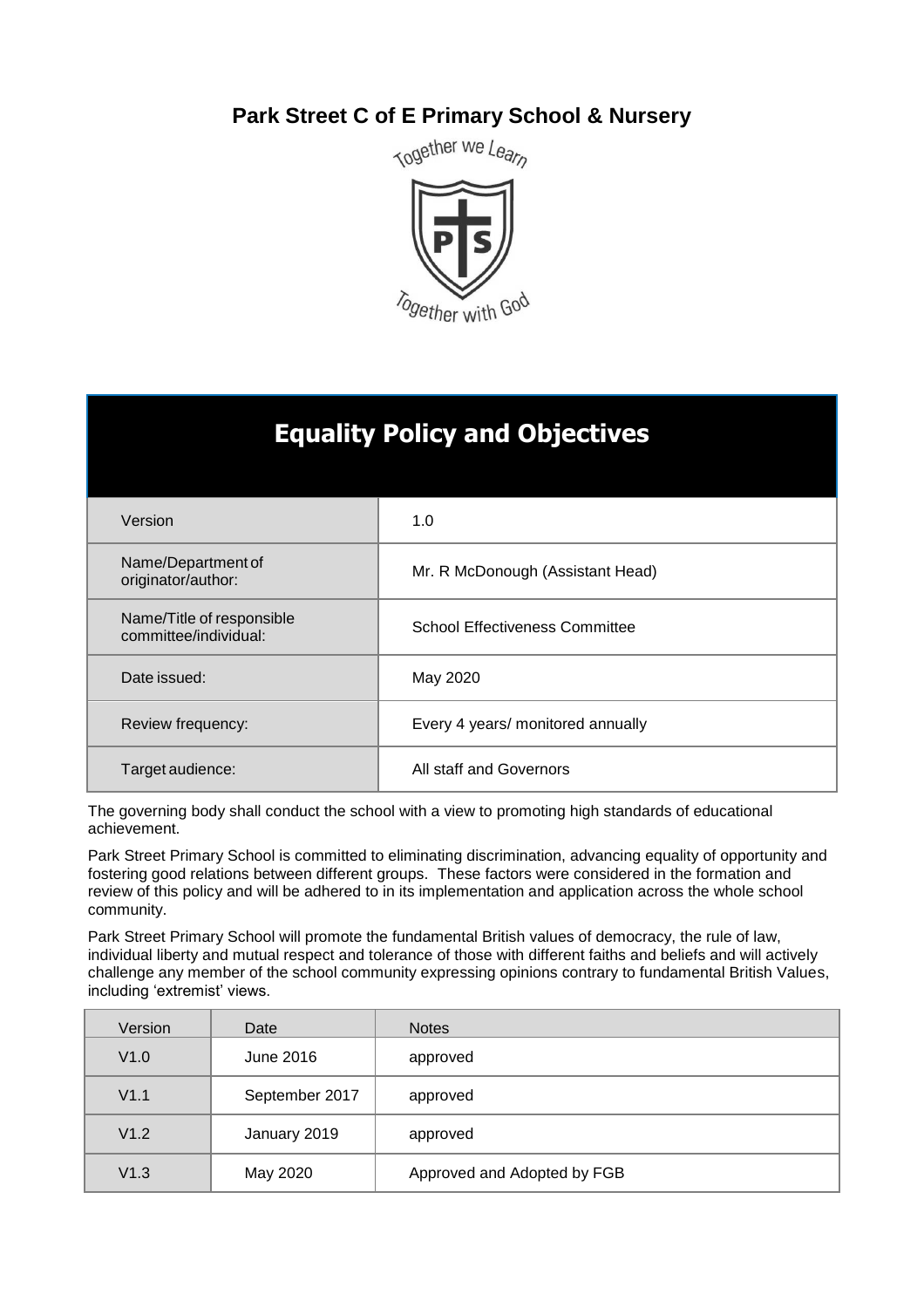# Park Street C of E Primary School & Nursery

Together we Learn

Together with God

## Equality Policy and Objectives

| | |
|---|---|
| Version | 1.0 |
| Name/Department of originator/author: | Mr. R McDonough (Assistant Head) |
| Name/Title of responsible committee/individual: | School Effectiveness Committee |
| Date issued: | May 2020 |
| Review frequency: | Every 4 years/ monitored annually |
| Target audience: | All staff and Governors |

The governing body shall conduct the school with a view to promoting high standards of educational achievement.

Park Street Primary School is committed to eliminating discrimination, advancing equality of opportunity and fostering good relations between different groups. These factors were considered in the formation and review of this policy and will be adhered to in its implementation and application across the whole school community.

Park Street Primary School will promote the fundamental British values of democracy, the rule of law, individual liberty and mutual respect and tolerance of those with different faiths and beliefs and will actively challenge any member of the school community expressing opinions contrary to fundamental British Values, including 'extremist' views.

| Version | Date | Notes |
|---|---|---|
| V1.0 | June 2016 | approved |
| V1.1 | September 2017 | approved |
| V1.2 | January 2019 | approved |
| V1.3 | May 2020 | Approved and Adopted by FGB |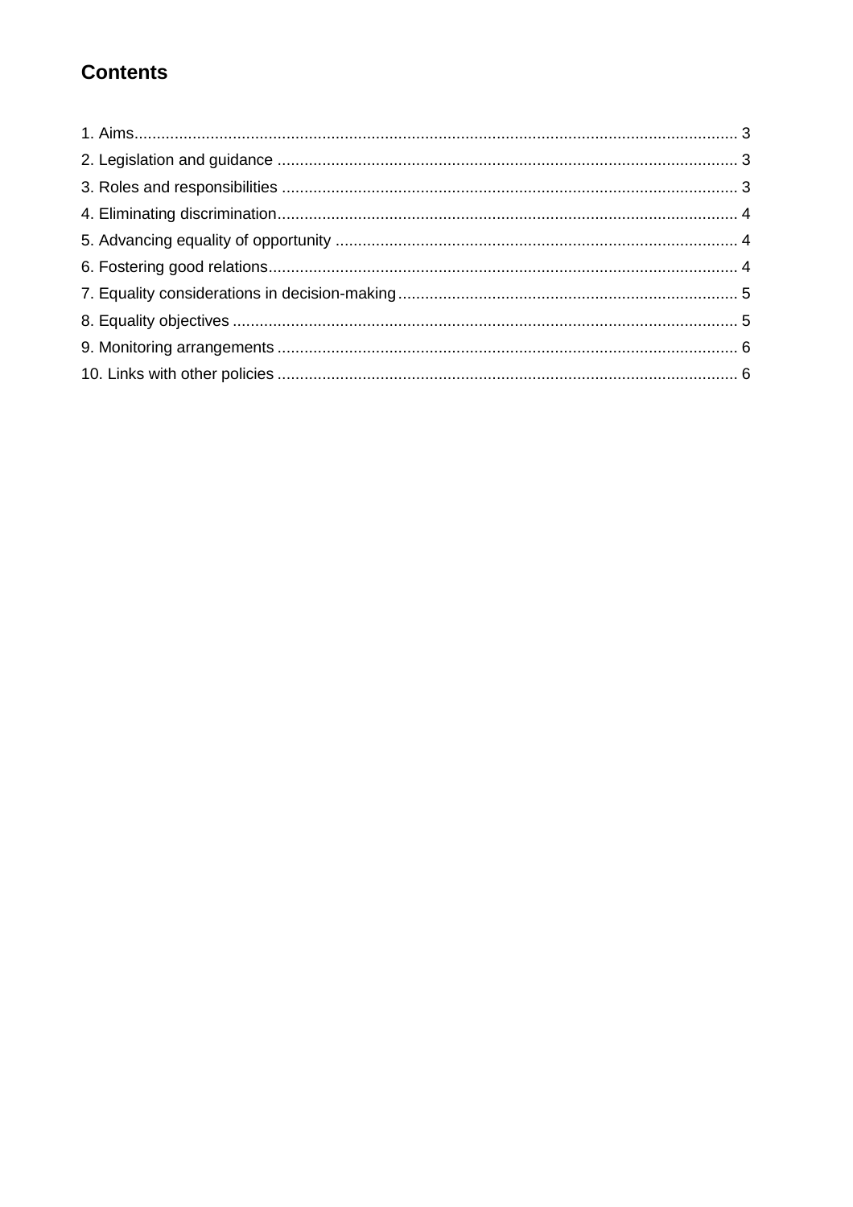## Contents

1. Aims ..... 3
2. Legislation and guidance ..... 3
3. Roles and responsibilities ..... 3
4. Eliminating discrimination ..... 4
5. Advancing equality of opportunity ..... 4
6. Fostering good relations ..... 4
7. Equality considerations in decision-making ..... 5
8. Equality objectives ..... 5
9. Monitoring arrangements ..... 6
10. Links with other policies ..... 6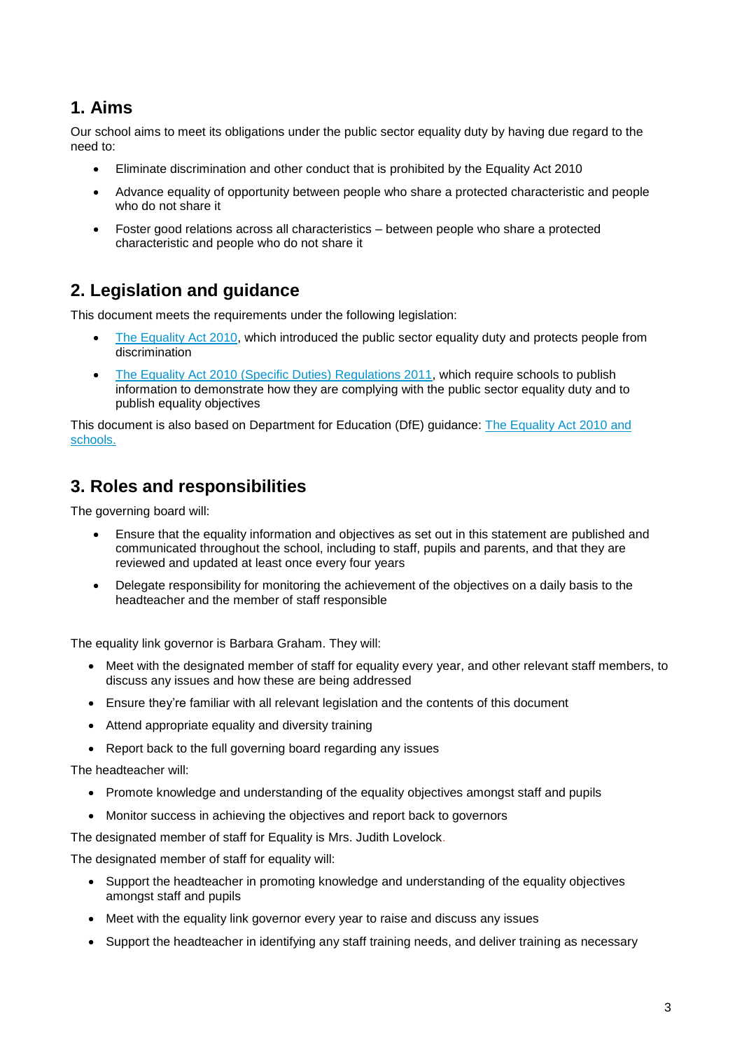## 1. Aims

Our school aims to meet its obligations under the public sector equality duty by having due regard to the need to:

- Eliminate discrimination and other conduct that is prohibited by the Equality Act 2010
- Advance equality of opportunity between people who share a protected characteristic and people who do not share it
- Foster good relations across all characteristics – between people who share a protected characteristic and people who do not share it

## 2. Legislation and guidance

This document meets the requirements under the following legislation:

- The Equality Act 2010, which introduced the public sector equality duty and protects people from discrimination
- The Equality Act 2010 (Specific Duties) Regulations 2011, which require schools to publish information to demonstrate how they are complying with the public sector equality duty and to publish equality objectives

This document is also based on Department for Education (DfE) guidance: The Equality Act 2010 and schools.

## 3. Roles and responsibilities

The governing board will:

- Ensure that the equality information and objectives as set out in this statement are published and communicated throughout the school, including to staff, pupils and parents, and that they are reviewed and updated at least once every four years
- Delegate responsibility for monitoring the achievement of the objectives on a daily basis to the headteacher and the member of staff responsible

The equality link governor is Barbara Graham. They will:

- Meet with the designated member of staff for equality every year, and other relevant staff members, to discuss any issues and how these are being addressed
- Ensure they're familiar with all relevant legislation and the contents of this document
- Attend appropriate equality and diversity training
- Report back to the full governing board regarding any issues

The headteacher will:

- Promote knowledge and understanding of the equality objectives amongst staff and pupils
- Monitor success in achieving the objectives and report back to governors

The designated member of staff for Equality is Mrs. Judith Lovelock.

The designated member of staff for equality will:

- Support the headteacher in promoting knowledge and understanding of the equality objectives amongst staff and pupils
- Meet with the equality link governor every year to raise and discuss any issues
- Support the headteacher in identifying any staff training needs, and deliver training as necessary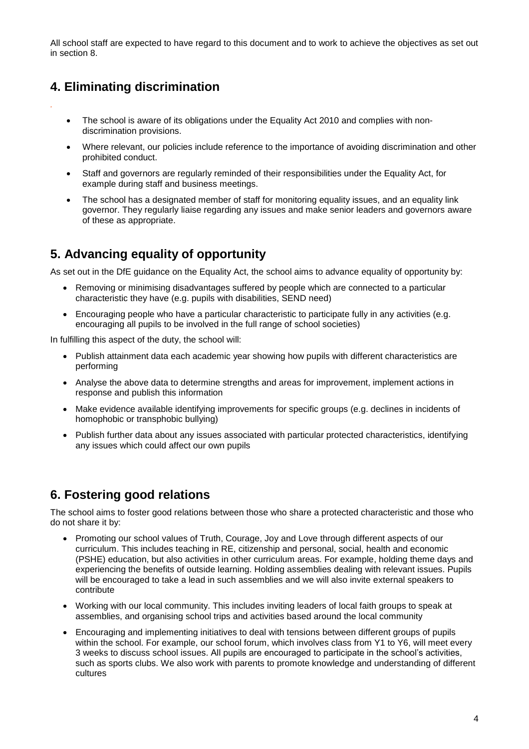All school staff are expected to have regard to this document and to work to achieve the objectives as set out in section 8.

## 4. Eliminating discrimination

- The school is aware of its obligations under the Equality Act 2010 and complies with non-discrimination provisions.
- Where relevant, our policies include reference to the importance of avoiding discrimination and other prohibited conduct.
- Staff and governors are regularly reminded of their responsibilities under the Equality Act, for example during staff and business meetings.
- The school has a designated member of staff for monitoring equality issues, and an equality link governor. They regularly liaise regarding any issues and make senior leaders and governors aware of these as appropriate.

## 5. Advancing equality of opportunity

As set out in the DfE guidance on the Equality Act, the school aims to advance equality of opportunity by:

- Removing or minimising disadvantages suffered by people which are connected to a particular characteristic they have (e.g. pupils with disabilities, SEND need)
- Encouraging people who have a particular characteristic to participate fully in any activities (e.g. encouraging all pupils to be involved in the full range of school societies)

In fulfilling this aspect of the duty, the school will:

- Publish attainment data each academic year showing how pupils with different characteristics are performing
- Analyse the above data to determine strengths and areas for improvement, implement actions in response and publish this information
- Make evidence available identifying improvements for specific groups (e.g. declines in incidents of homophobic or transphobic bullying)
- Publish further data about any issues associated with particular protected characteristics, identifying any issues which could affect our own pupils

## 6. Fostering good relations

The school aims to foster good relations between those who share a protected characteristic and those who do not share it by:

- Promoting our school values of Truth, Courage, Joy and Love through different aspects of our curriculum. This includes teaching in RE, citizenship and personal, social, health and economic (PSHE) education, but also activities in other curriculum areas. For example, holding theme days and experiencing the benefits of outside learning. Holding assemblies dealing with relevant issues. Pupils will be encouraged to take a lead in such assemblies and we will also invite external speakers to contribute
- Working with our local community. This includes inviting leaders of local faith groups to speak at assemblies, and organising school trips and activities based around the local community
- Encouraging and implementing initiatives to deal with tensions between different groups of pupils within the school. For example, our school forum, which involves class from Y1 to Y6, will meet every 3 weeks to discuss school issues. All pupils are encouraged to participate in the school's activities, such as sports clubs. We also work with parents to promote knowledge and understanding of different cultures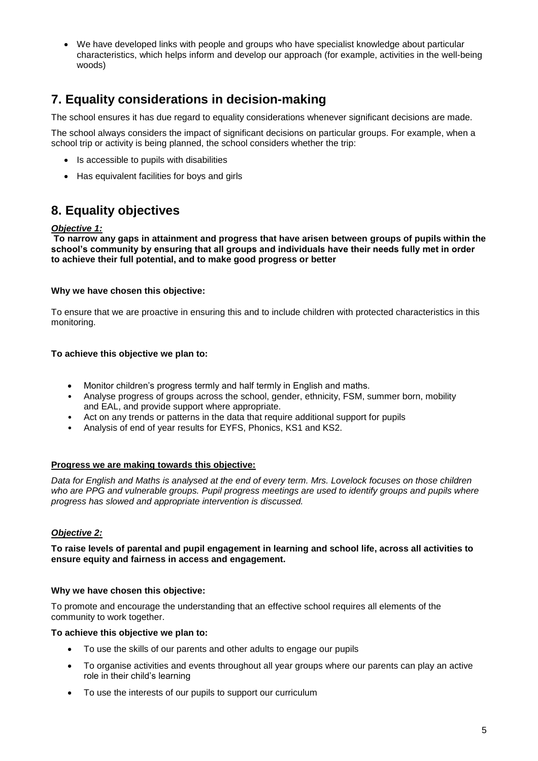- We have developed links with people and groups who have specialist knowledge about particular characteristics, which helps inform and develop our approach (for example, activities in the well-being woods)

## 7. Equality considerations in decision-making

The school ensures it has due regard to equality considerations whenever significant decisions are made.

The school always considers the impact of significant decisions on particular groups. For example, when a school trip or activity is being planned, the school considers whether the trip:

- Is accessible to pupils with disabilities
- Has equivalent facilities for boys and girls

## 8. Equality objectives

***Objective 1:***

**To narrow any gaps in attainment and progress that have arisen between groups of pupils within the school's community by ensuring that all groups and individuals have their needs fully met in order to achieve their full potential, and to make good progress or better**

**Why we have chosen this objective:**

To ensure that we are proactive in ensuring this and to include children with protected characteristics in this monitoring.

**To achieve this objective we plan to:**

- Monitor children's progress termly and half termly in English and maths.
- Analyse progress of groups across the school, gender, ethnicity, FSM, summer born, mobility and EAL, and provide support where appropriate.
- Act on any trends or patterns in the data that require additional support for pupils
- Analysis of end of year results for EYFS, Phonics, KS1 and KS2.

**Progress we are making towards this objective:**

*Data for English and Maths is analysed at the end of every term. Mrs. Lovelock focuses on those children who are PPG and vulnerable groups. Pupil progress meetings are used to identify groups and pupils where progress has slowed and appropriate intervention is discussed.*

***Objective 2:***

**To raise levels of parental and pupil engagement in learning and school life, across all activities to ensure equity and fairness in access and engagement.**

**Why we have chosen this objective:**

To promote and encourage the understanding that an effective school requires all elements of the community to work together.

**To achieve this objective we plan to:**

- To use the skills of our parents and other adults to engage our pupils
- To organise activities and events throughout all year groups where our parents can play an active role in their child's learning
- To use the interests of our pupils to support our curriculum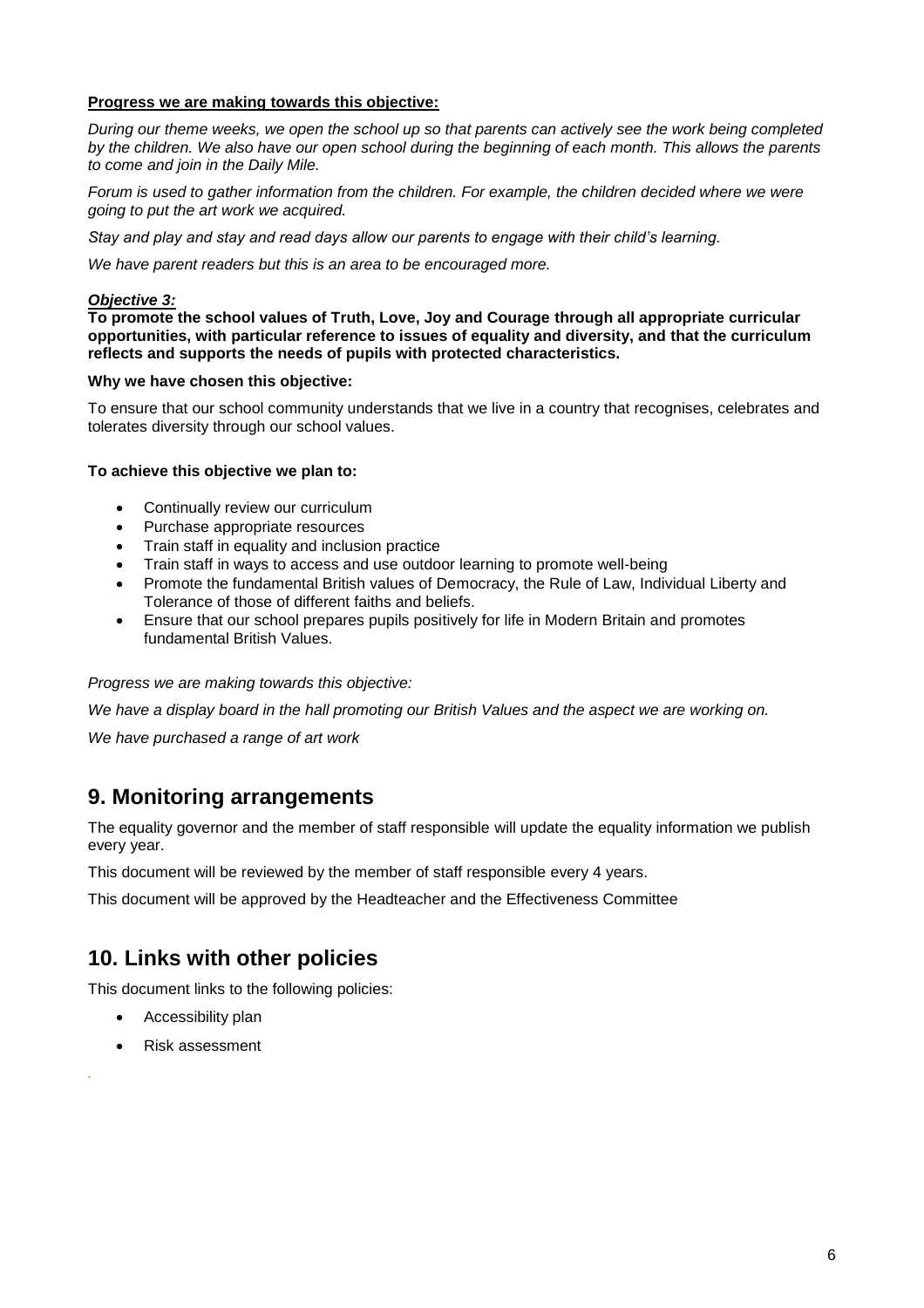**Progress we are making towards this objective:**

*During our theme weeks, we open the school up so that parents can actively see the work being completed by the children. We also have our open school during the beginning of each month. This allows the parents to come and join in the Daily Mile.*

*Forum is used to gather information from the children. For example, the children decided where we were going to put the art work we acquired.*

*Stay and play and stay and read days allow our parents to engage with their child's learning.*

*We have parent readers but this is an area to be encouraged more.*

***Objective 3:***

**To promote the school values of Truth, Love, Joy and Courage through all appropriate curricular opportunities, with particular reference to issues of equality and diversity, and that the curriculum reflects and supports the needs of pupils with protected characteristics.**

**Why we have chosen this objective:**

To ensure that our school community understands that we live in a country that recognises, celebrates and tolerates diversity through our school values.

**To achieve this objective we plan to:**

- Continually review our curriculum
- Purchase appropriate resources
- Train staff in equality and inclusion practice
- Train staff in ways to access and use outdoor learning to promote well-being
- Promote the fundamental British values of Democracy, the Rule of Law, Individual Liberty and Tolerance of those of different faiths and beliefs.
- Ensure that our school prepares pupils positively for life in Modern Britain and promotes fundamental British Values.

*Progress we are making towards this objective:*

*We have a display board in the hall promoting our British Values and the aspect we are working on.*

*We have purchased a range of art work*

## 9. Monitoring arrangements

The equality governor and the member of staff responsible will update the equality information we publish every year.

This document will be reviewed by the member of staff responsible every 4 years.

This document will be approved by the Headteacher and the Effectiveness Committee

## 10. Links with other policies

This document links to the following policies:

- Accessibility plan
- Risk assessment